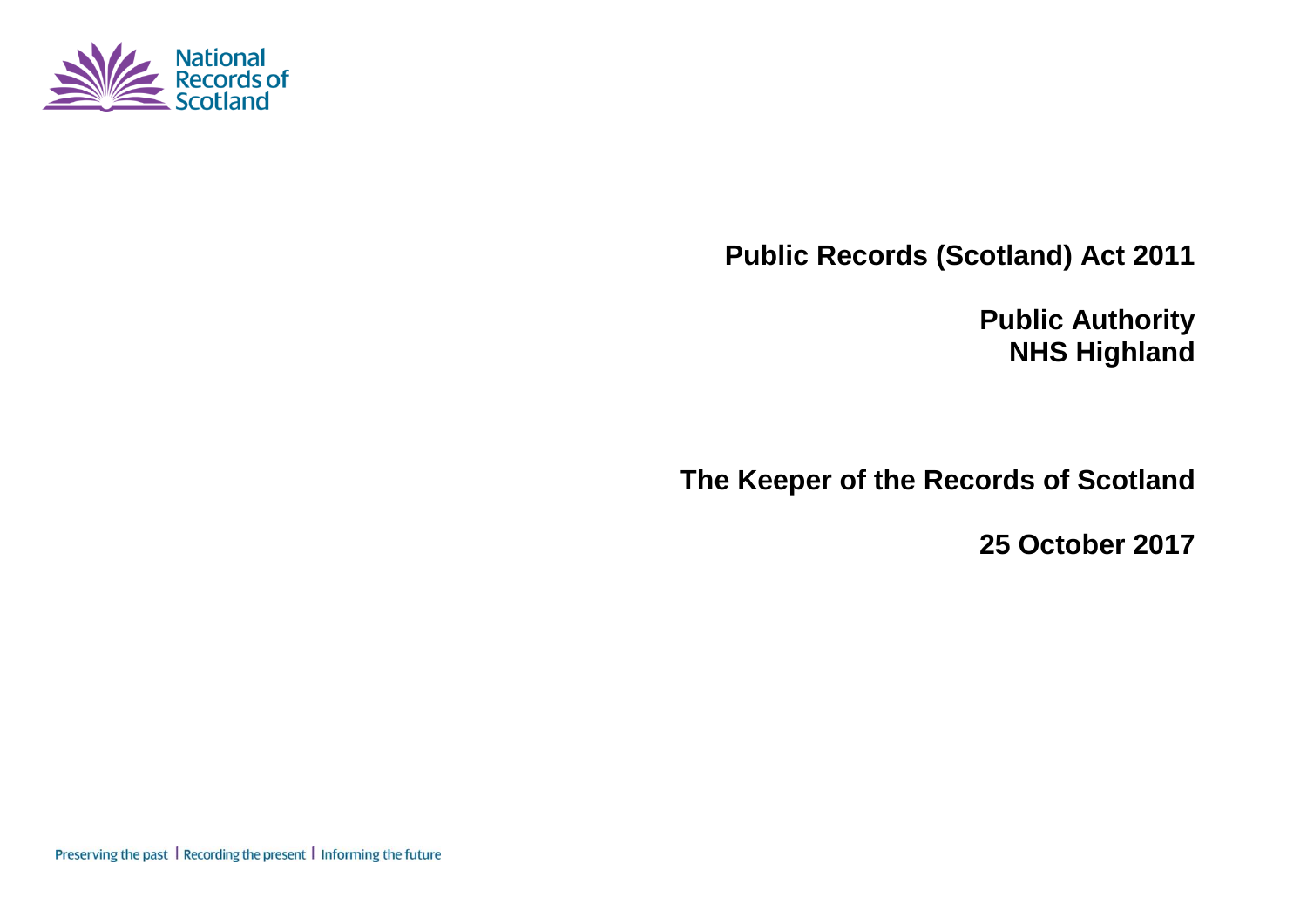National Records of Scotland

# Public Records (Scotland) Act 2011

## Public Authority
## NHS Highland

## The Keeper of the Records of Scotland

## 25 October 2017

Preserving the past | Recording the present | Informing the future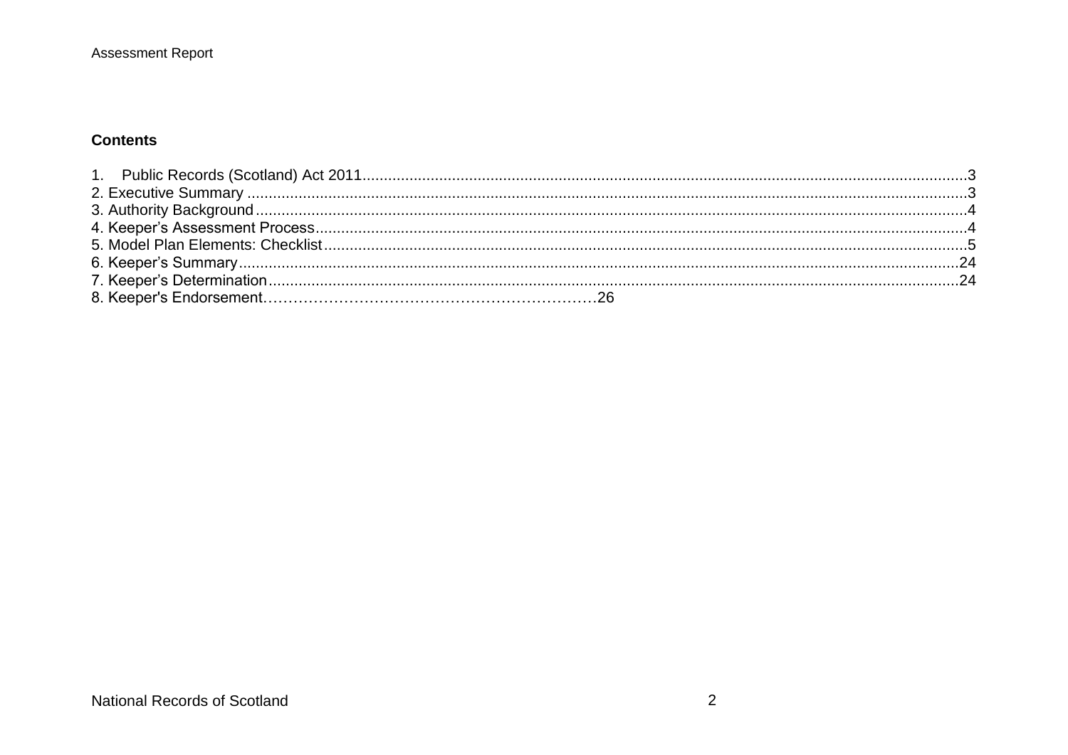**Contents**

1. Public Records (Scotland) Act 2011.....3
2. Executive Summary.....3
3. Authority Background.....4
4. Keeper's Assessment Process.....4
5. Model Plan Elements: Checklist.....5
6. Keeper's Summary.....24
7. Keeper's Determination.....24
8. Keeper's Endorsement.....26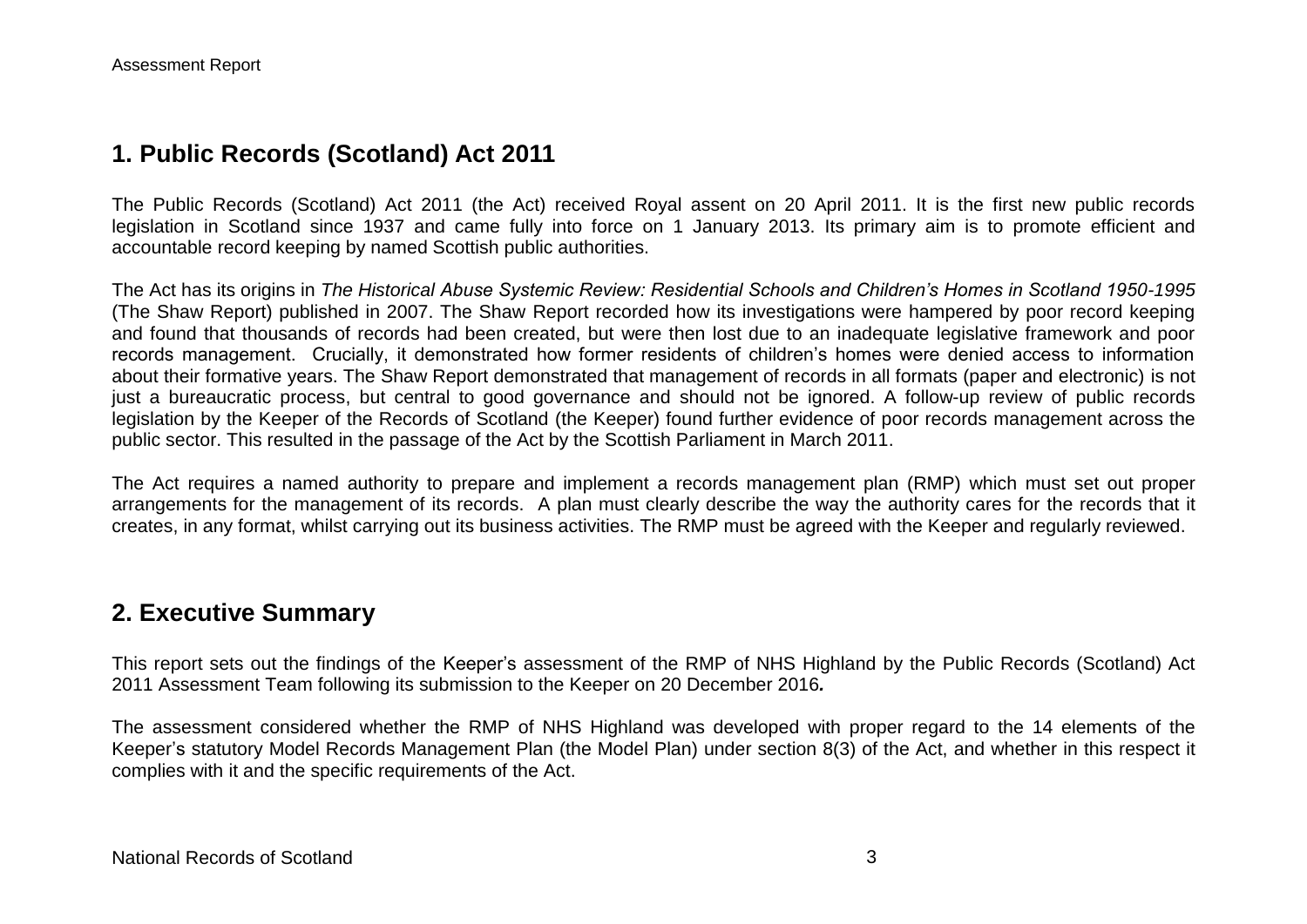## 1. Public Records (Scotland) Act 2011

The Public Records (Scotland) Act 2011 (the Act) received Royal assent on 20 April 2011. It is the first new public records legislation in Scotland since 1937 and came fully into force on 1 January 2013. Its primary aim is to promote efficient and accountable record keeping by named Scottish public authorities.

The Act has its origins in *The Historical Abuse Systemic Review: Residential Schools and Children's Homes in Scotland 1950-1995* (The Shaw Report) published in 2007. The Shaw Report recorded how its investigations were hampered by poor record keeping and found that thousands of records had been created, but were then lost due to an inadequate legislative framework and poor records management. Crucially, it demonstrated how former residents of children's homes were denied access to information about their formative years. The Shaw Report demonstrated that management of records in all formats (paper and electronic) is not just a bureaucratic process, but central to good governance and should not be ignored. A follow-up review of public records legislation by the Keeper of the Records of Scotland (the Keeper) found further evidence of poor records management across the public sector. This resulted in the passage of the Act by the Scottish Parliament in March 2011.

The Act requires a named authority to prepare and implement a records management plan (RMP) which must set out proper arrangements for the management of its records. A plan must clearly describe the way the authority cares for the records that it creates, in any format, whilst carrying out its business activities. The RMP must be agreed with the Keeper and regularly reviewed.

## 2. Executive Summary

This report sets out the findings of the Keeper's assessment of the RMP of NHS Highland by the Public Records (Scotland) Act 2011 Assessment Team following its submission to the Keeper on 20 December 2016***.***

The assessment considered whether the RMP of NHS Highland was developed with proper regard to the 14 elements of the Keeper's statutory Model Records Management Plan (the Model Plan) under section 8(3) of the Act, and whether in this respect it complies with it and the specific requirements of the Act.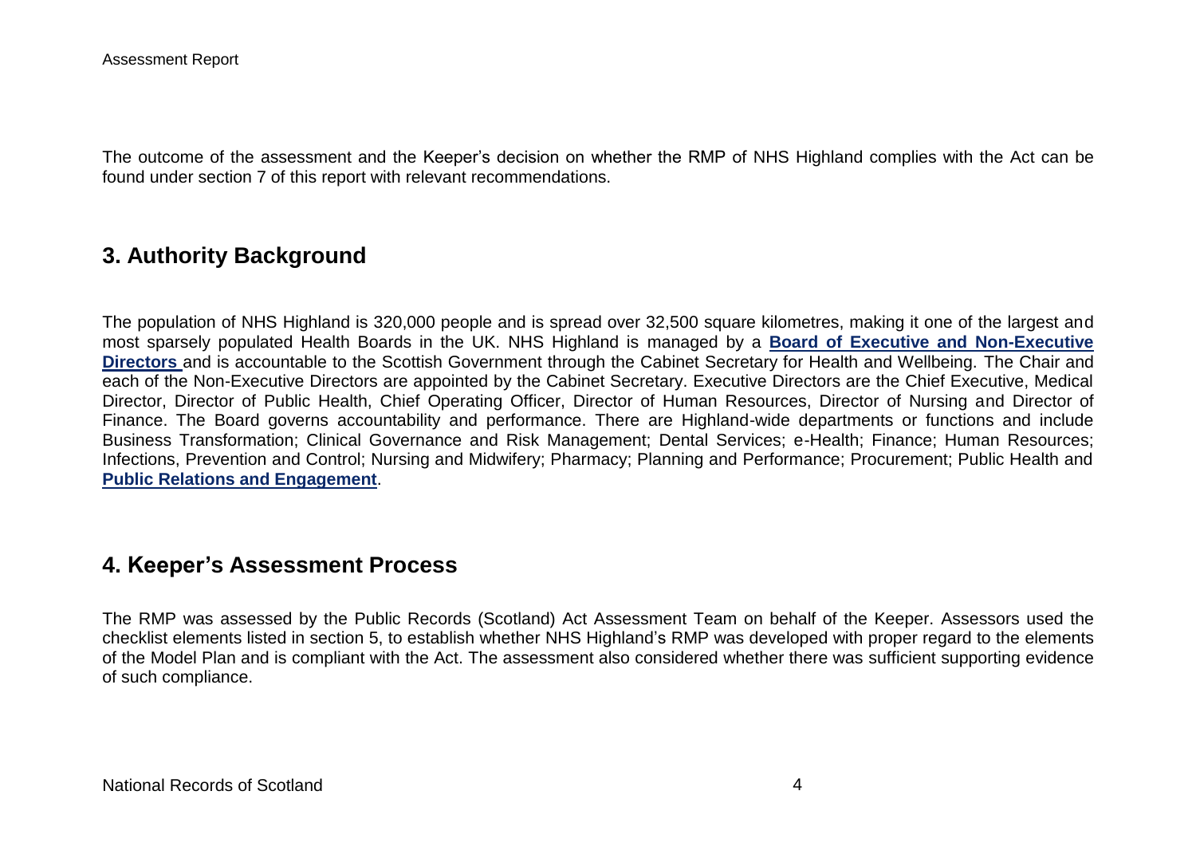The outcome of the assessment and the Keeper's decision on whether the RMP of NHS Highland complies with the Act can be found under section 7 of this report with relevant recommendations.

## 3. Authority Background

The population of NHS Highland is 320,000 people and is spread over 32,500 square kilometres, making it one of the largest and most sparsely populated Health Boards in the UK. NHS Highland is managed by a **Board of Executive and Non-Executive Directors** and is accountable to the Scottish Government through the Cabinet Secretary for Health and Wellbeing. The Chair and each of the Non-Executive Directors are appointed by the Cabinet Secretary. Executive Directors are the Chief Executive, Medical Director, Director of Public Health, Chief Operating Officer, Director of Human Resources, Director of Nursing and Director of Finance. The Board governs accountability and performance. There are Highland-wide departments or functions and include Business Transformation; Clinical Governance and Risk Management; Dental Services; e-Health; Finance; Human Resources; Infections, Prevention and Control; Nursing and Midwifery; Pharmacy; Planning and Performance; Procurement; Public Health and **Public Relations and Engagement**.

## 4. Keeper's Assessment Process

The RMP was assessed by the Public Records (Scotland) Act Assessment Team on behalf of the Keeper. Assessors used the checklist elements listed in section 5, to establish whether NHS Highland's RMP was developed with proper regard to the elements of the Model Plan and is compliant with the Act. The assessment also considered whether there was sufficient supporting evidence of such compliance.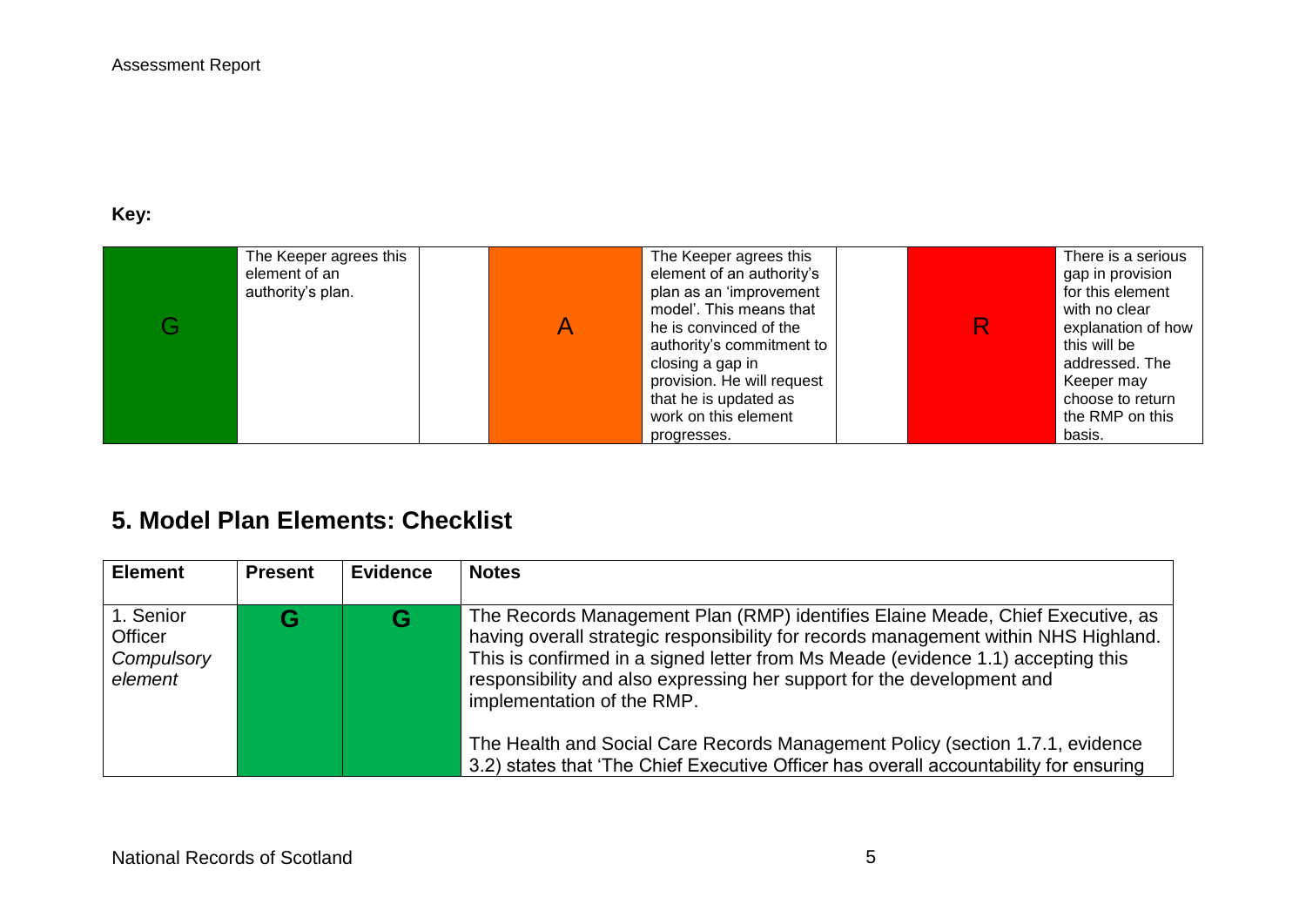**Key:**

| G | The Keeper agrees this element of an authority's plan. | | A | The Keeper agrees this element of an authority's plan as an 'improvement model'. This means that he is convinced of the authority's commitment to closing a gap in provision. He will request that he is updated as work on this element progresses. | | R | There is a serious gap in provision for this element with no clear explanation of how this will be addressed. The Keeper may choose to return the RMP on this basis. |
|---|---|---|---|---|---|---|---|

## 5. Model Plan Elements: Checklist

| Element | Present | Evidence | Notes |
|---|---|---|---|
| 1. Senior Officer *Compulsory element* | G | G | The Records Management Plan (RMP) identifies Elaine Meade, Chief Executive, as having overall strategic responsibility for records management within NHS Highland. This is confirmed in a signed letter from Ms Meade (evidence 1.1) accepting this responsibility and also expressing her support for the development and implementation of the RMP.<br><br>The Health and Social Care Records Management Policy (section 1.7.1, evidence 3.2) states that 'The Chief Executive Officer has overall accountability for ensuring |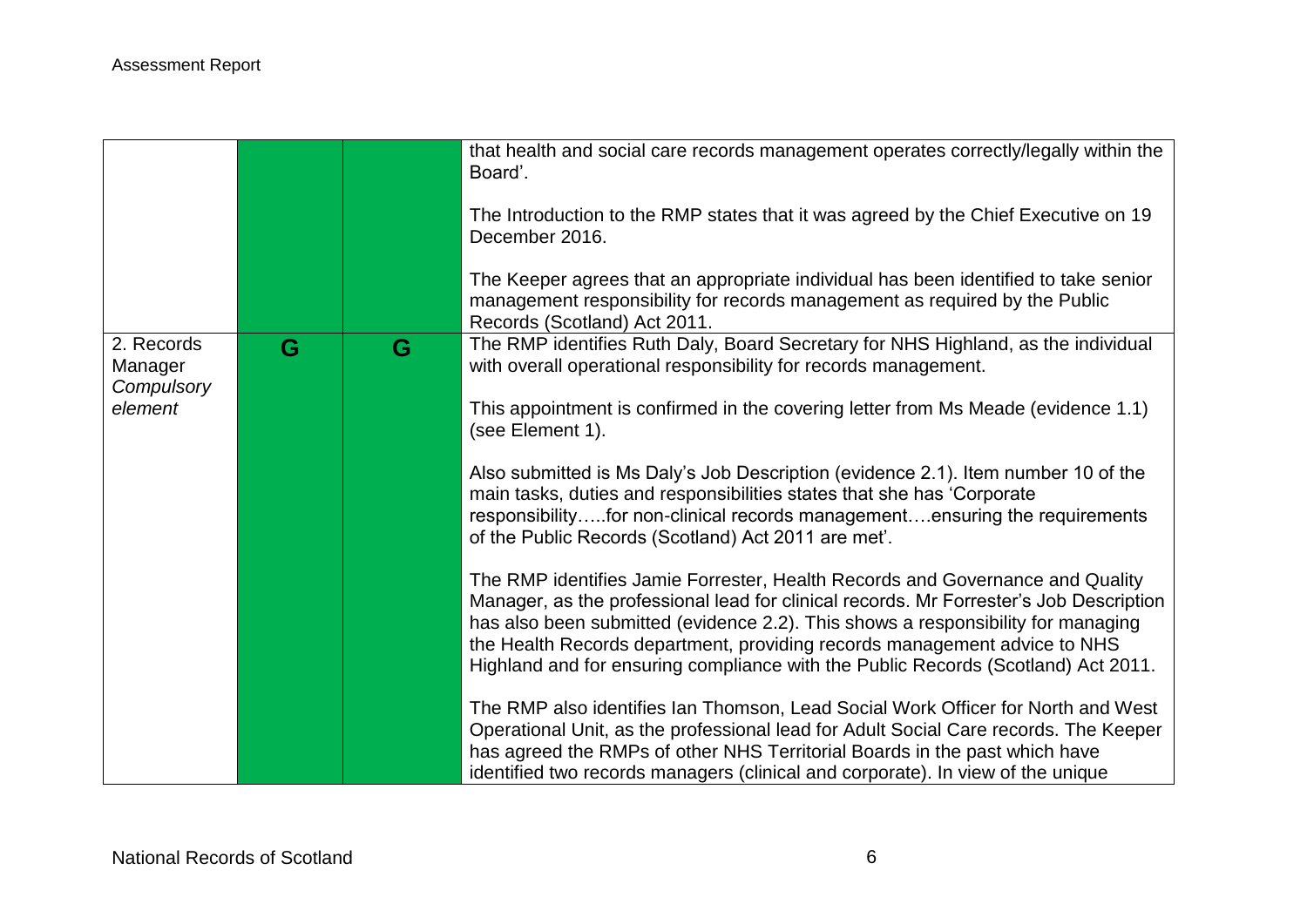| | | | |
|---|---|---|---|
| | | | that health and social care records management operates correctly/legally within the Board'.<br><br>The Introduction to the RMP states that it was agreed by the Chief Executive on 19 December 2016.<br><br>The Keeper agrees that an appropriate individual has been identified to take senior management responsibility for records management as required by the Public Records (Scotland) Act 2011. |
| 2. Records Manager *Compulsory element* | G | G | The RMP identifies Ruth Daly, Board Secretary for NHS Highland, as the individual with overall operational responsibility for records management.<br><br>This appointment is confirmed in the covering letter from Ms Meade (evidence 1.1) (see Element 1).<br><br>Also submitted is Ms Daly's Job Description (evidence 2.1). Item number 10 of the main tasks, duties and responsibilities states that she has 'Corporate responsibility…..for non-clinical records management….ensuring the requirements of the Public Records (Scotland) Act 2011 are met'.<br><br>The RMP identifies Jamie Forrester, Health Records and Governance and Quality Manager, as the professional lead for clinical records. Mr Forrester's Job Description has also been submitted (evidence 2.2). This shows a responsibility for managing the Health Records department, providing records management advice to NHS Highland and for ensuring compliance with the Public Records (Scotland) Act 2011.<br><br>The RMP also identifies Ian Thomson, Lead Social Work Officer for North and West Operational Unit, as the professional lead for Adult Social Care records. The Keeper has agreed the RMPs of other NHS Territorial Boards in the past which have identified two records managers (clinical and corporate). In view of the unique |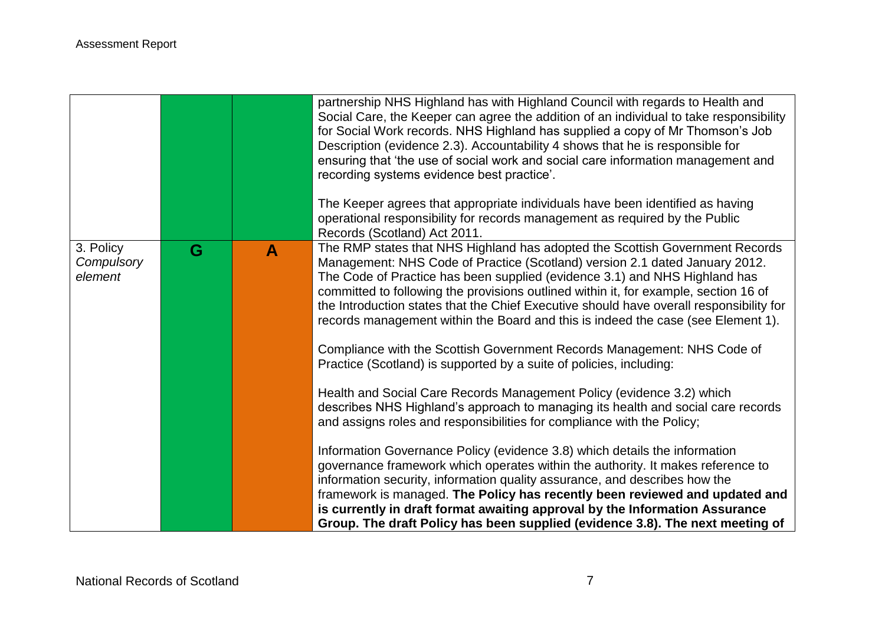| | | | |
|---|---|---|---|
| | | | partnership NHS Highland has with Highland Council with regards to Health and Social Care, the Keeper can agree the addition of an individual to take responsibility for Social Work records. NHS Highland has supplied a copy of Mr Thomson's Job Description (evidence 2.3). Accountability 4 shows that he is responsible for ensuring that 'the use of social work and social care information management and recording systems evidence best practice'.<br><br>The Keeper agrees that appropriate individuals have been identified as having operational responsibility for records management as required by the Public Records (Scotland) Act 2011. |
| 3. Policy *Compulsory element* | **G** | **A** | The RMP states that NHS Highland has adopted the Scottish Government Records Management: NHS Code of Practice (Scotland) version 2.1 dated January 2012. The Code of Practice has been supplied (evidence 3.1) and NHS Highland has committed to following the provisions outlined within it, for example, section 16 of the Introduction states that the Chief Executive should have overall responsibility for records management within the Board and this is indeed the case (see Element 1).<br><br>Compliance with the Scottish Government Records Management: NHS Code of Practice (Scotland) is supported by a suite of policies, including:<br><br>Health and Social Care Records Management Policy (evidence 3.2) which describes NHS Highland's approach to managing its health and social care records and assigns roles and responsibilities for compliance with the Policy;<br><br>Information Governance Policy (evidence 3.8) which details the information governance framework which operates within the authority. It makes reference to information security, information quality assurance, and describes how the framework is managed. **The Policy has recently been reviewed and updated and is currently in draft format awaiting approval by the Information Assurance Group. The draft Policy has been supplied (evidence 3.8). The next meeting of** |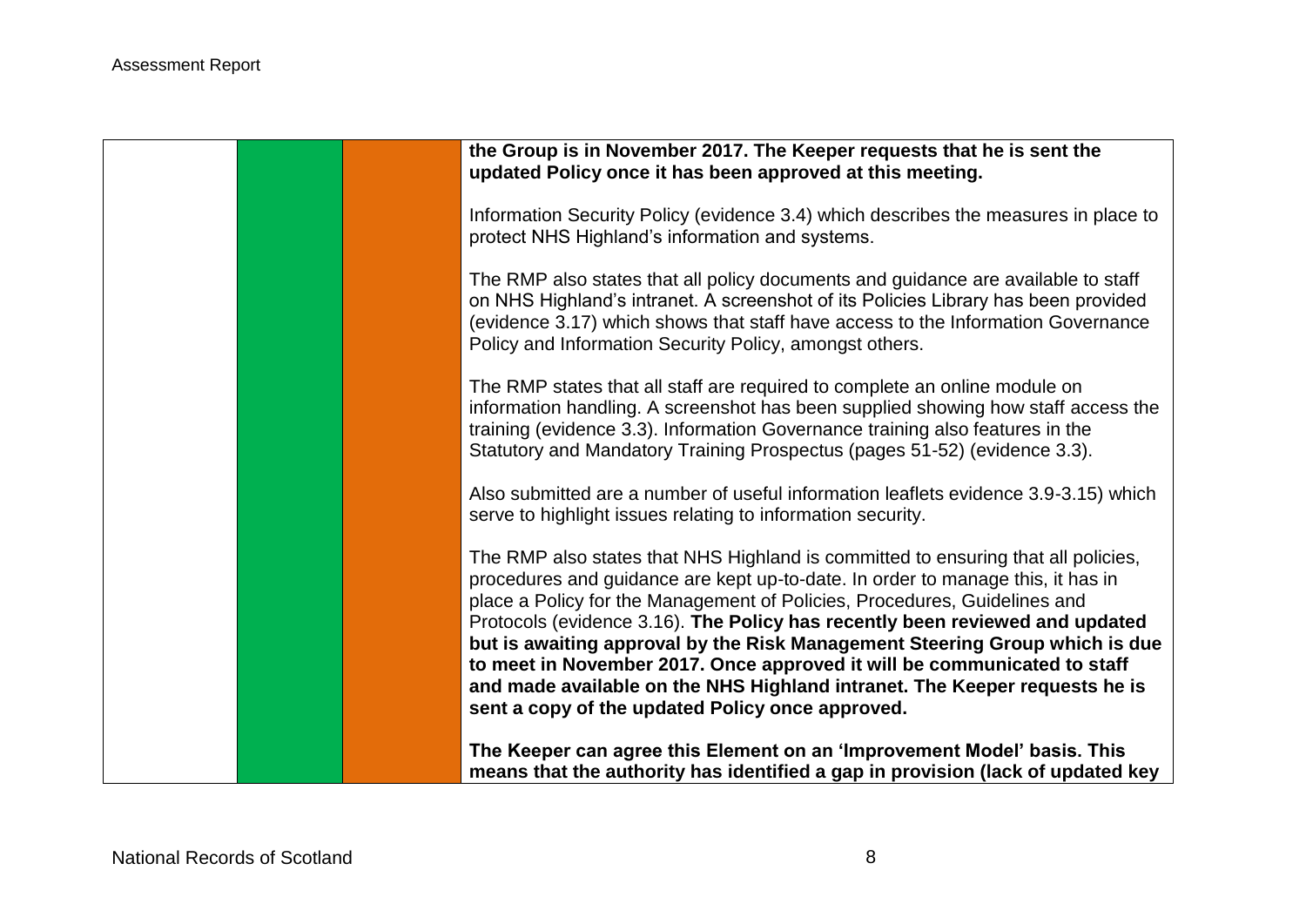| | | | |
|---|---|---|---|
| | | | **the Group is in November 2017. The Keeper requests that he is sent the updated Policy once it has been approved at this meeting.**<br><br>Information Security Policy (evidence 3.4) which describes the measures in place to protect NHS Highland's information and systems.<br><br>The RMP also states that all policy documents and guidance are available to staff on NHS Highland's intranet. A screenshot of its Policies Library has been provided (evidence 3.17) which shows that staff have access to the Information Governance Policy and Information Security Policy, amongst others.<br><br>The RMP states that all staff are required to complete an online module on information handling. A screenshot has been supplied showing how staff access the training (evidence 3.3). Information Governance training also features in the Statutory and Mandatory Training Prospectus (pages 51-52) (evidence 3.3).<br><br>Also submitted are a number of useful information leaflets evidence 3.9-3.15) which serve to highlight issues relating to information security.<br><br>The RMP also states that NHS Highland is committed to ensuring that all policies, procedures and guidance are kept up-to-date. In order to manage this, it has in place a Policy for the Management of Policies, Procedures, Guidelines and Protocols (evidence 3.16). **The Policy has recently been reviewed and updated but is awaiting approval by the Risk Management Steering Group which is due to meet in November 2017. Once approved it will be communicated to staff and made available on the NHS Highland intranet. The Keeper requests he is sent a copy of the updated Policy once approved.**<br><br>**The Keeper can agree this Element on an 'Improvement Model' basis. This means that the authority has identified a gap in provision (lack of updated key** |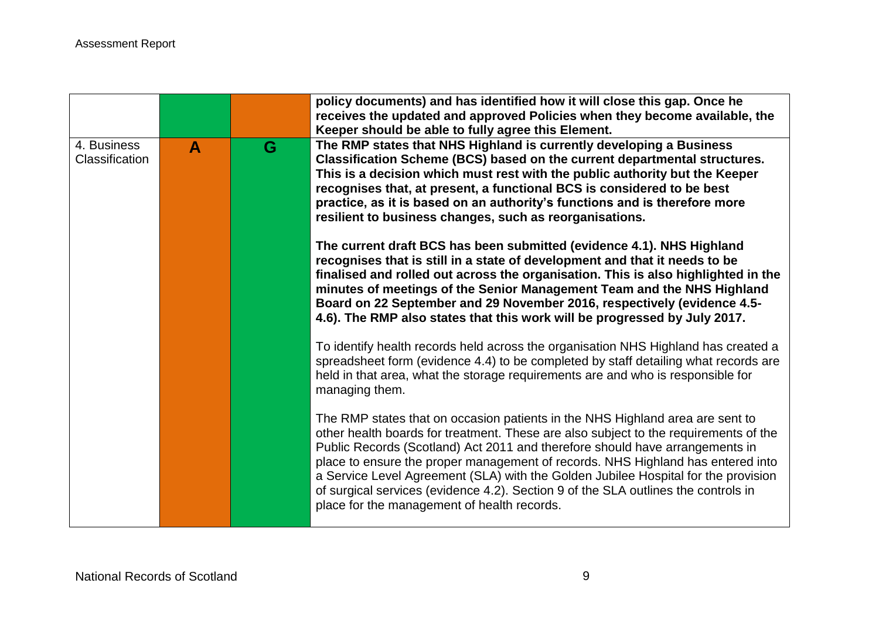| | | | |
|---|---|---|---|
| | | | **policy documents) and has identified how it will close this gap. Once he receives the updated and approved Policies when they become available, the Keeper should be able to fully agree this Element.** |
| 4. Business Classification | **A** | **G** | **The RMP states that NHS Highland is currently developing a Business Classification Scheme (BCS) based on the current departmental structures. This is a decision which must rest with the public authority but the Keeper recognises that, at present, a functional BCS is considered to be best practice, as it is based on an authority's functions and is therefore more resilient to business changes, such as reorganisations.**<br><br>**The current draft BCS has been submitted (evidence 4.1). NHS Highland recognises that is still in a state of development and that it needs to be finalised and rolled out across the organisation. This is also highlighted in the minutes of meetings of the Senior Management Team and the NHS Highland Board on 22 September and 29 November 2016, respectively (evidence 4.5-4.6). The RMP also states that this work will be progressed by July 2017.**<br><br>To identify health records held across the organisation NHS Highland has created a spreadsheet form (evidence 4.4) to be completed by staff detailing what records are held in that area, what the storage requirements are and who is responsible for managing them.<br><br>The RMP states that on occasion patients in the NHS Highland area are sent to other health boards for treatment. These are also subject to the requirements of the Public Records (Scotland) Act 2011 and therefore should have arrangements in place to ensure the proper management of records. NHS Highland has entered into a Service Level Agreement (SLA) with the Golden Jubilee Hospital for the provision of surgical services (evidence 4.2). Section 9 of the SLA outlines the controls in place for the management of health records. |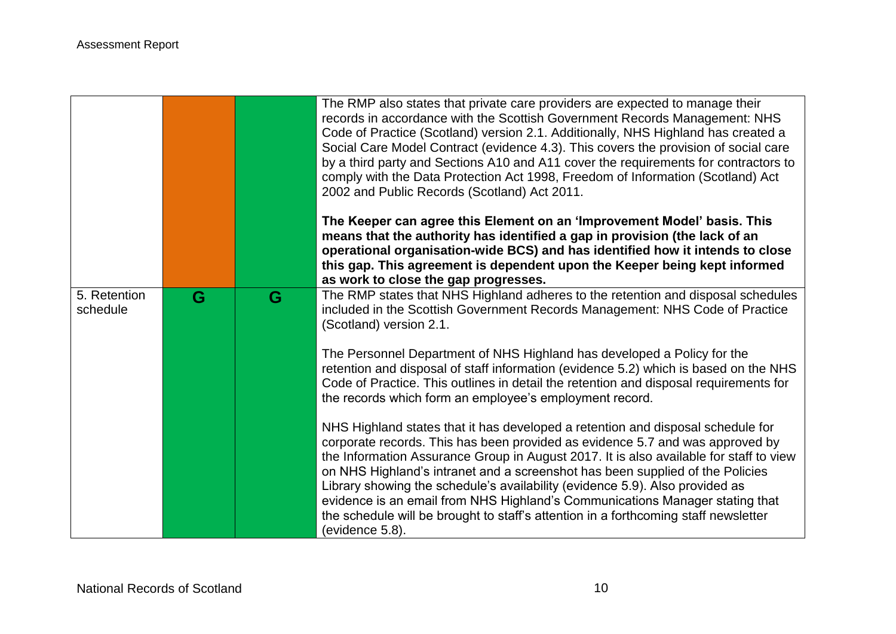| | | | |
|---|---|---|---|
| | | | The RMP also states that private care providers are expected to manage their records in accordance with the Scottish Government Records Management: NHS Code of Practice (Scotland) version 2.1. Additionally, NHS Highland has created a Social Care Model Contract (evidence 4.3). This covers the provision of social care by a third party and Sections A10 and A11 cover the requirements for contractors to comply with the Data Protection Act 1998, Freedom of Information (Scotland) Act 2002 and Public Records (Scotland) Act 2011.<br><br>**The Keeper can agree this Element on an 'Improvement Model' basis. This means that the authority has identified a gap in provision (the lack of an operational organisation-wide BCS) and has identified how it intends to close this gap. This agreement is dependent upon the Keeper being kept informed as work to close the gap progresses.** |
| 5. Retention schedule | G | G | The RMP states that NHS Highland adheres to the retention and disposal schedules included in the Scottish Government Records Management: NHS Code of Practice (Scotland) version 2.1.<br><br>The Personnel Department of NHS Highland has developed a Policy for the retention and disposal of staff information (evidence 5.2) which is based on the NHS Code of Practice. This outlines in detail the retention and disposal requirements for the records which form an employee's employment record.<br><br>NHS Highland states that it has developed a retention and disposal schedule for corporate records. This has been provided as evidence 5.7 and was approved by the Information Assurance Group in August 2017. It is also available for staff to view on NHS Highland's intranet and a screenshot has been supplied of the Policies Library showing the schedule's availability (evidence 5.9). Also provided as evidence is an email from NHS Highland's Communications Manager stating that the schedule will be brought to staff's attention in a forthcoming staff newsletter (evidence 5.8). |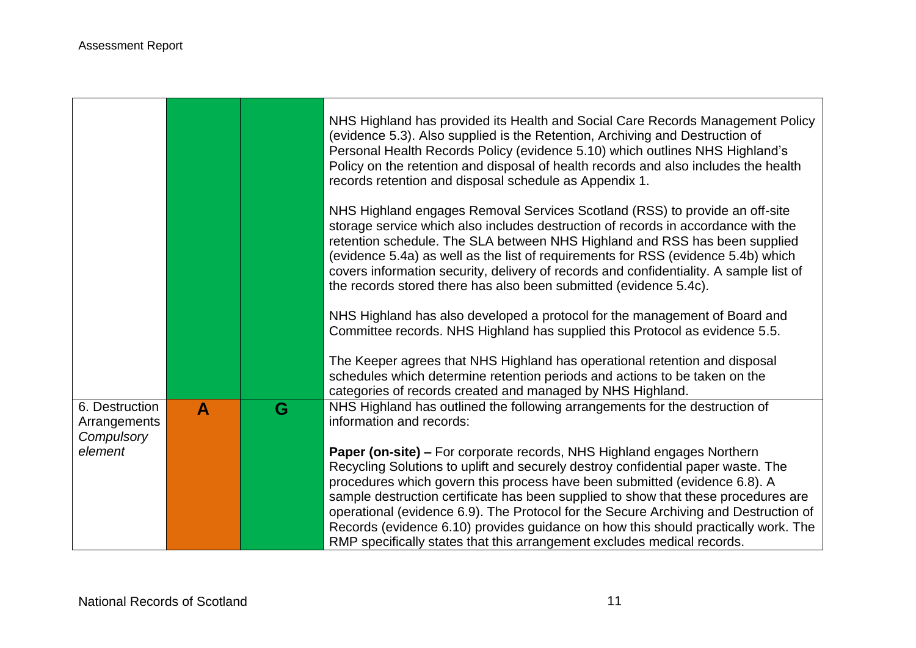| | | | |
|---|---|---|---|
| | | | NHS Highland has provided its Health and Social Care Records Management Policy (evidence 5.3). Also supplied is the Retention, Archiving and Destruction of Personal Health Records Policy (evidence 5.10) which outlines NHS Highland's Policy on the retention and disposal of health records and also includes the health records retention and disposal schedule as Appendix 1.<br><br>NHS Highland engages Removal Services Scotland (RSS) to provide an off-site storage service which also includes destruction of records in accordance with the retention schedule. The SLA between NHS Highland and RSS has been supplied (evidence 5.4a) as well as the list of requirements for RSS (evidence 5.4b) which covers information security, delivery of records and confidentiality. A sample list of the records stored there has also been submitted (evidence 5.4c).<br><br>NHS Highland has also developed a protocol for the management of Board and Committee records. NHS Highland has supplied this Protocol as evidence 5.5.<br><br>The Keeper agrees that NHS Highland has operational retention and disposal schedules which determine retention periods and actions to be taken on the categories of records created and managed by NHS Highland. |
| 6. Destruction Arrangements *Compulsory element* | **A** | **G** | NHS Highland has outlined the following arrangements for the destruction of information and records:<br><br>**Paper (on-site) –** For corporate records, NHS Highland engages Northern Recycling Solutions to uplift and securely destroy confidential paper waste. The procedures which govern this process have been submitted (evidence 6.8). A sample destruction certificate has been supplied to show that these procedures are operational (evidence 6.9). The Protocol for the Secure Archiving and Destruction of Records (evidence 6.10) provides guidance on how this should practically work. The RMP specifically states that this arrangement excludes medical records. |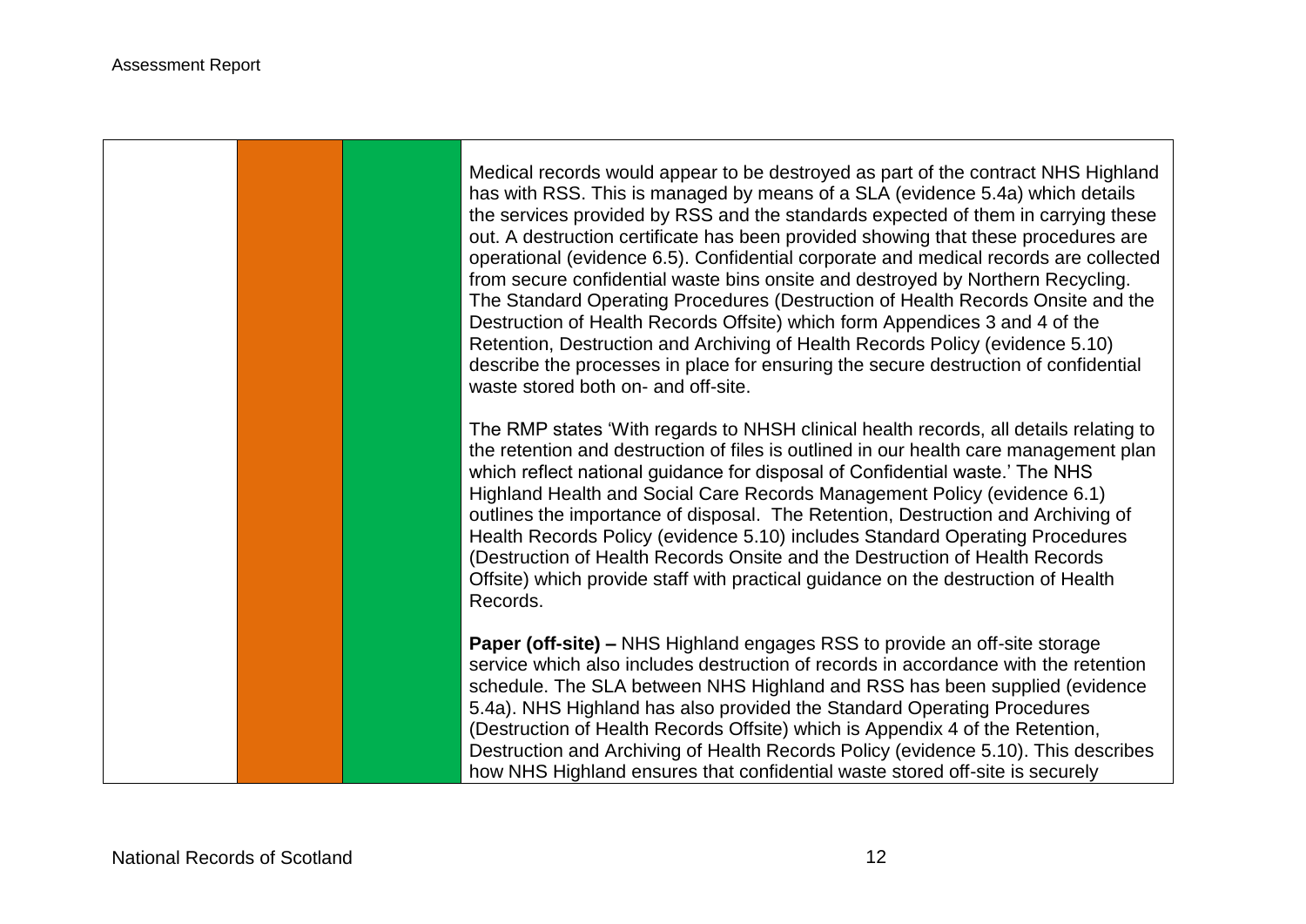| | | | |
|---|---|---|---|
| | | | Medical records would appear to be destroyed as part of the contract NHS Highland has with RSS. This is managed by means of a SLA (evidence 5.4a) which details the services provided by RSS and the standards expected of them in carrying these out. A destruction certificate has been provided showing that these procedures are operational (evidence 6.5). Confidential corporate and medical records are collected from secure confidential waste bins onsite and destroyed by Northern Recycling. The Standard Operating Procedures (Destruction of Health Records Onsite and the Destruction of Health Records Offsite) which form Appendices 3 and 4 of the Retention, Destruction and Archiving of Health Records Policy (evidence 5.10) describe the processes in place for ensuring the secure destruction of confidential waste stored both on- and off-site.<br><br>The RMP states 'With regards to NHSH clinical health records, all details relating to the retention and destruction of files is outlined in our health care management plan which reflect national guidance for disposal of Confidential waste.' The NHS Highland Health and Social Care Records Management Policy (evidence 6.1) outlines the importance of disposal. The Retention, Destruction and Archiving of Health Records Policy (evidence 5.10) includes Standard Operating Procedures (Destruction of Health Records Onsite and the Destruction of Health Records Offsite) which provide staff with practical guidance on the destruction of Health Records.<br><br>**Paper (off-site) –** NHS Highland engages RSS to provide an off-site storage service which also includes destruction of records in accordance with the retention schedule. The SLA between NHS Highland and RSS has been supplied (evidence 5.4a). NHS Highland has also provided the Standard Operating Procedures (Destruction of Health Records Offsite) which is Appendix 4 of the Retention, Destruction and Archiving of Health Records Policy (evidence 5.10). This describes how NHS Highland ensures that confidential waste stored off-site is securely |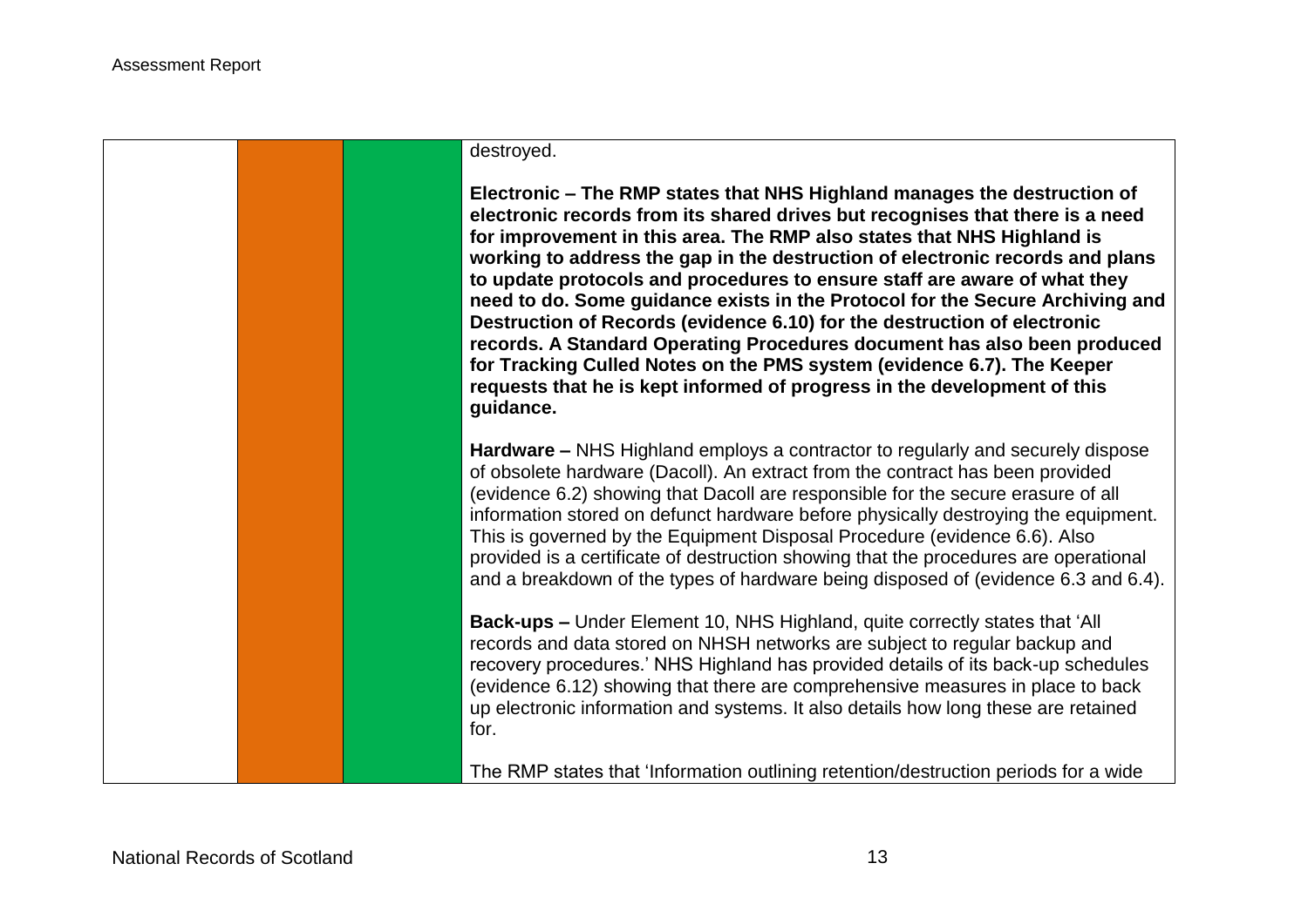| | | | |
|---|---|---|---|
| | | | destroyed.<br><br>**Electronic – The RMP states that NHS Highland manages the destruction of electronic records from its shared drives but recognises that there is a need for improvement in this area. The RMP also states that NHS Highland is working to address the gap in the destruction of electronic records and plans to update protocols and procedures to ensure staff are aware of what they need to do. Some guidance exists in the Protocol for the Secure Archiving and Destruction of Records (evidence 6.10) for the destruction of electronic records. A Standard Operating Procedures document has also been produced for Tracking Culled Notes on the PMS system (evidence 6.7). The Keeper requests that he is kept informed of progress in the development of this guidance.**<br><br>**Hardware –** NHS Highland employs a contractor to regularly and securely dispose of obsolete hardware (Dacoll). An extract from the contract has been provided (evidence 6.2) showing that Dacoll are responsible for the secure erasure of all information stored on defunct hardware before physically destroying the equipment. This is governed by the Equipment Disposal Procedure (evidence 6.6). Also provided is a certificate of destruction showing that the procedures are operational and a breakdown of the types of hardware being disposed of (evidence 6.3 and 6.4).<br><br>**Back-ups –** Under Element 10, NHS Highland, quite correctly states that 'All records and data stored on NHSH networks are subject to regular backup and recovery procedures.' NHS Highland has provided details of its back-up schedules (evidence 6.12) showing that there are comprehensive measures in place to back up electronic information and systems. It also details how long these are retained for.<br><br>The RMP states that 'Information outlining retention/destruction periods for a wide |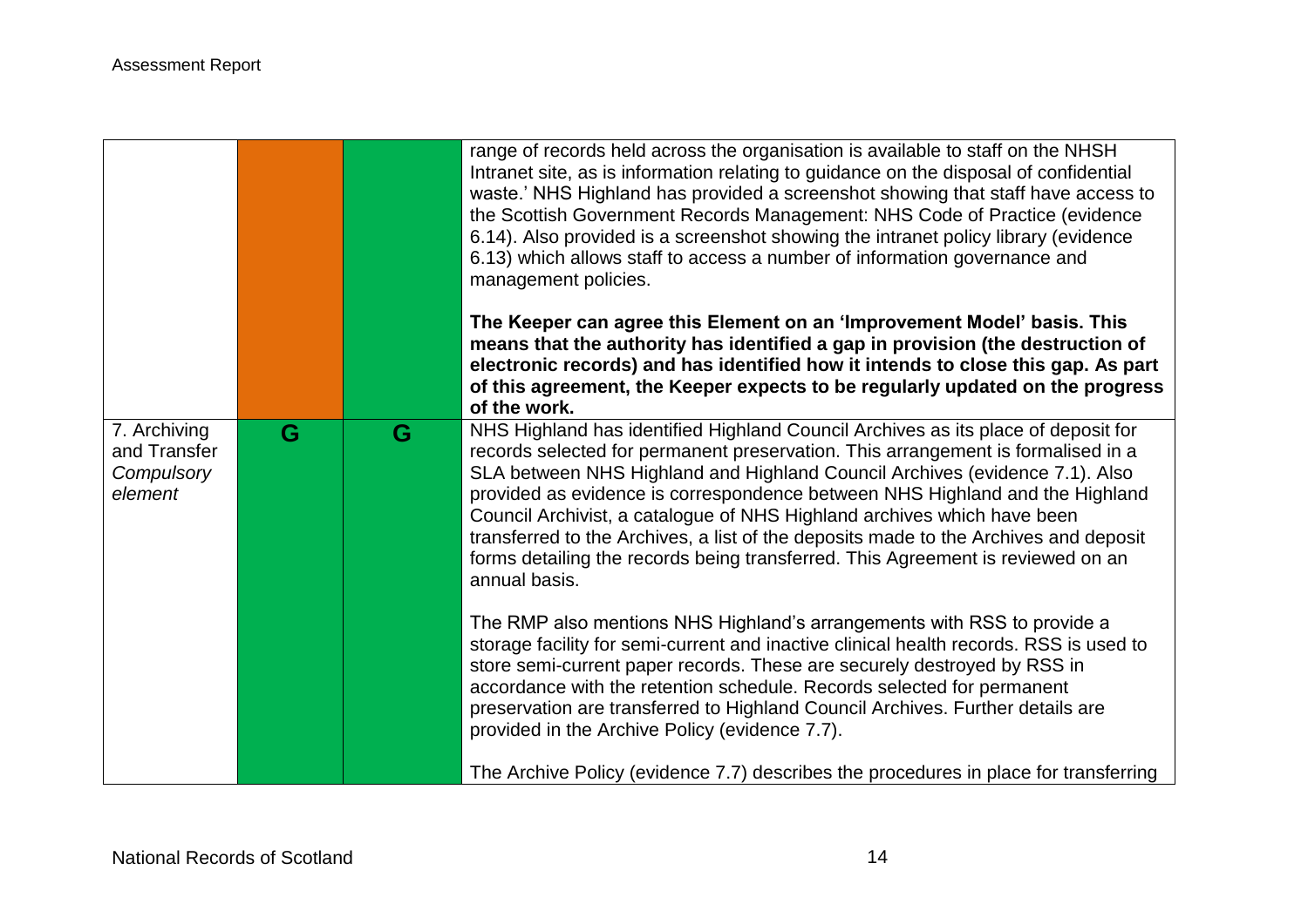| | | | |
|---|---|---|---|
| | | | range of records held across the organisation is available to staff on the NHSH Intranet site, as is information relating to guidance on the disposal of confidential waste.' NHS Highland has provided a screenshot showing that staff have access to the Scottish Government Records Management: NHS Code of Practice (evidence 6.14). Also provided is a screenshot showing the intranet policy library (evidence 6.13) which allows staff to access a number of information governance and management policies.<br><br>**The Keeper can agree this Element on an 'Improvement Model' basis. This means that the authority has identified a gap in provision (the destruction of electronic records) and has identified how it intends to close this gap. As part of this agreement, the Keeper expects to be regularly updated on the progress of the work.** |
| 7. Archiving and Transfer *Compulsory element* | G | G | NHS Highland has identified Highland Council Archives as its place of deposit for records selected for permanent preservation. This arrangement is formalised in a SLA between NHS Highland and Highland Council Archives (evidence 7.1). Also provided as evidence is correspondence between NHS Highland and the Highland Council Archivist, a catalogue of NHS Highland archives which have been transferred to the Archives, a list of the deposits made to the Archives and deposit forms detailing the records being transferred. This Agreement is reviewed on an annual basis.<br><br>The RMP also mentions NHS Highland's arrangements with RSS to provide a storage facility for semi-current and inactive clinical health records. RSS is used to store semi-current paper records. These are securely destroyed by RSS in accordance with the retention schedule. Records selected for permanent preservation are transferred to Highland Council Archives. Further details are provided in the Archive Policy (evidence 7.7).<br><br>The Archive Policy (evidence 7.7) describes the procedures in place for transferring |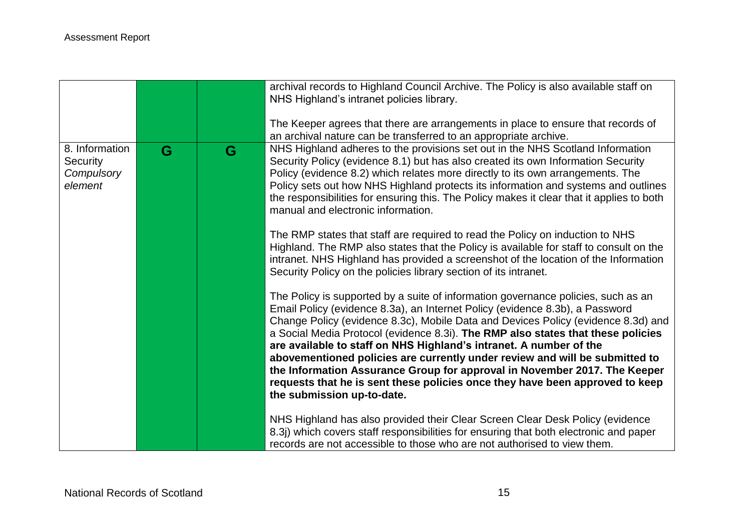| | | | |
|---|---|---|---|
| | | | archival records to Highland Council Archive. The Policy is also available staff on NHS Highland's intranet policies library.<br><br>The Keeper agrees that there are arrangements in place to ensure that records of an archival nature can be transferred to an appropriate archive. |
| 8. Information Security *Compulsory element* | G | G | NHS Highland adheres to the provisions set out in the NHS Scotland Information Security Policy (evidence 8.1) but has also created its own Information Security Policy (evidence 8.2) which relates more directly to its own arrangements. The Policy sets out how NHS Highland protects its information and systems and outlines the responsibilities for ensuring this. The Policy makes it clear that it applies to both manual and electronic information.<br><br>The RMP states that staff are required to read the Policy on induction to NHS Highland. The RMP also states that the Policy is available for staff to consult on the intranet. NHS Highland has provided a screenshot of the location of the Information Security Policy on the policies library section of its intranet.<br><br>The Policy is supported by a suite of information governance policies, such as an Email Policy (evidence 8.3a), an Internet Policy (evidence 8.3b), a Password Change Policy (evidence 8.3c), Mobile Data and Devices Policy (evidence 8.3d) and a Social Media Protocol (evidence 8.3i). **The RMP also states that these policies are available to staff on NHS Highland's intranet. A number of the abovementioned policies are currently under review and will be submitted to the Information Assurance Group for approval in November 2017. The Keeper requests that he is sent these policies once they have been approved to keep the submission up-to-date.**<br><br>NHS Highland has also provided their Clear Screen Clear Desk Policy (evidence 8.3j) which covers staff responsibilities for ensuring that both electronic and paper records are not accessible to those who are not authorised to view them. |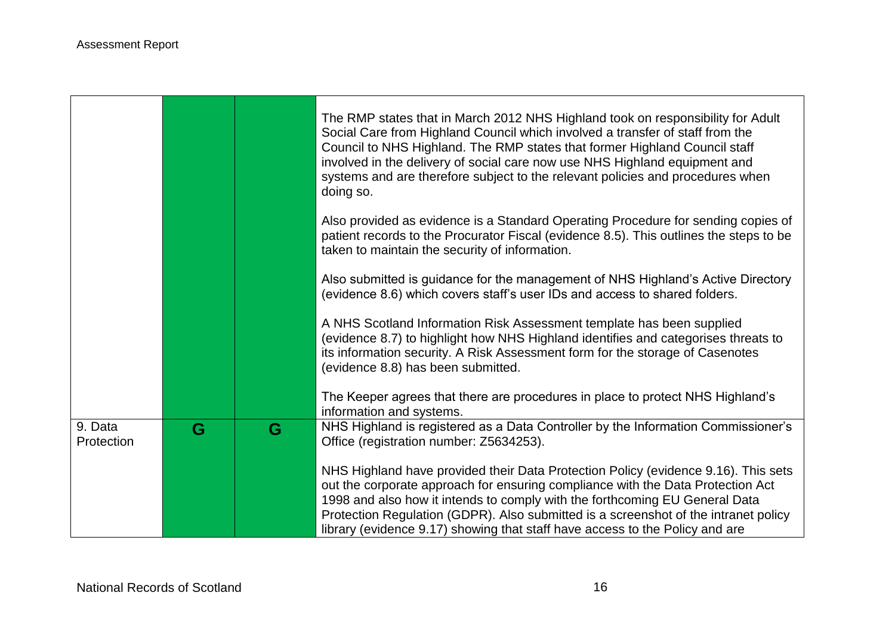| | | | |
|---|---|---|---|
| | | | The RMP states that in March 2012 NHS Highland took on responsibility for Adult Social Care from Highland Council which involved a transfer of staff from the Council to NHS Highland. The RMP states that former Highland Council staff involved in the delivery of social care now use NHS Highland equipment and systems and are therefore subject to the relevant policies and procedures when doing so.<br><br>Also provided as evidence is a Standard Operating Procedure for sending copies of patient records to the Procurator Fiscal (evidence 8.5). This outlines the steps to be taken to maintain the security of information.<br><br>Also submitted is guidance for the management of NHS Highland's Active Directory (evidence 8.6) which covers staff's user IDs and access to shared folders.<br><br>A NHS Scotland Information Risk Assessment template has been supplied (evidence 8.7) to highlight how NHS Highland identifies and categorises threats to its information security. A Risk Assessment form for the storage of Casenotes (evidence 8.8) has been submitted.<br><br>The Keeper agrees that there are procedures in place to protect NHS Highland's information and systems. |
| 9. Data Protection | G | G | NHS Highland is registered as a Data Controller by the Information Commissioner's Office (registration number: Z5634253).<br><br>NHS Highland have provided their Data Protection Policy (evidence 9.16). This sets out the corporate approach for ensuring compliance with the Data Protection Act 1998 and also how it intends to comply with the forthcoming EU General Data Protection Regulation (GDPR). Also submitted is a screenshot of the intranet policy library (evidence 9.17) showing that staff have access to the Policy and are |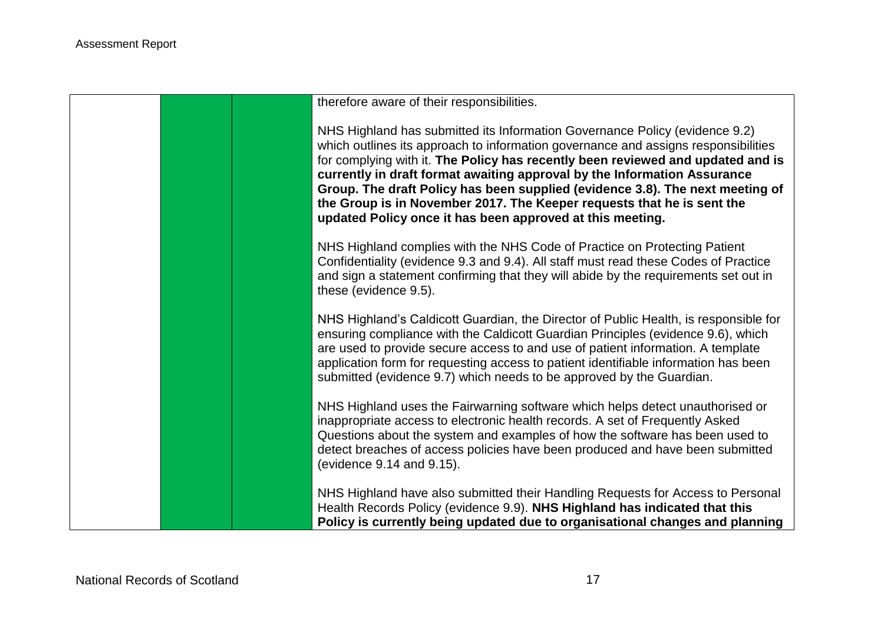| | | | |
|---|---|---|---|
| | | | therefore aware of their responsibilities.<br><br>NHS Highland has submitted its Information Governance Policy (evidence 9.2) which outlines its approach to information governance and assigns responsibilities for complying with it. **The Policy has recently been reviewed and updated and is currently in draft format awaiting approval by the Information Assurance Group. The draft Policy has been supplied (evidence 3.8). The next meeting of the Group is in November 2017. The Keeper requests that he is sent the updated Policy once it has been approved at this meeting.**<br><br>NHS Highland complies with the NHS Code of Practice on Protecting Patient Confidentiality (evidence 9.3 and 9.4). All staff must read these Codes of Practice and sign a statement confirming that they will abide by the requirements set out in these (evidence 9.5).<br><br>NHS Highland's Caldicott Guardian, the Director of Public Health, is responsible for ensuring compliance with the Caldicott Guardian Principles (evidence 9.6), which are used to provide secure access to and use of patient information. A template application form for requesting access to patient identifiable information has been submitted (evidence 9.7) which needs to be approved by the Guardian.<br><br>NHS Highland uses the Fairwarning software which helps detect unauthorised or inappropriate access to electronic health records. A set of Frequently Asked Questions about the system and examples of how the software has been used to detect breaches of access policies have been produced and have been submitted (evidence 9.14 and 9.15).<br><br>NHS Highland have also submitted their Handling Requests for Access to Personal Health Records Policy (evidence 9.9). **NHS Highland has indicated that this Policy is currently being updated due to organisational changes and planning** |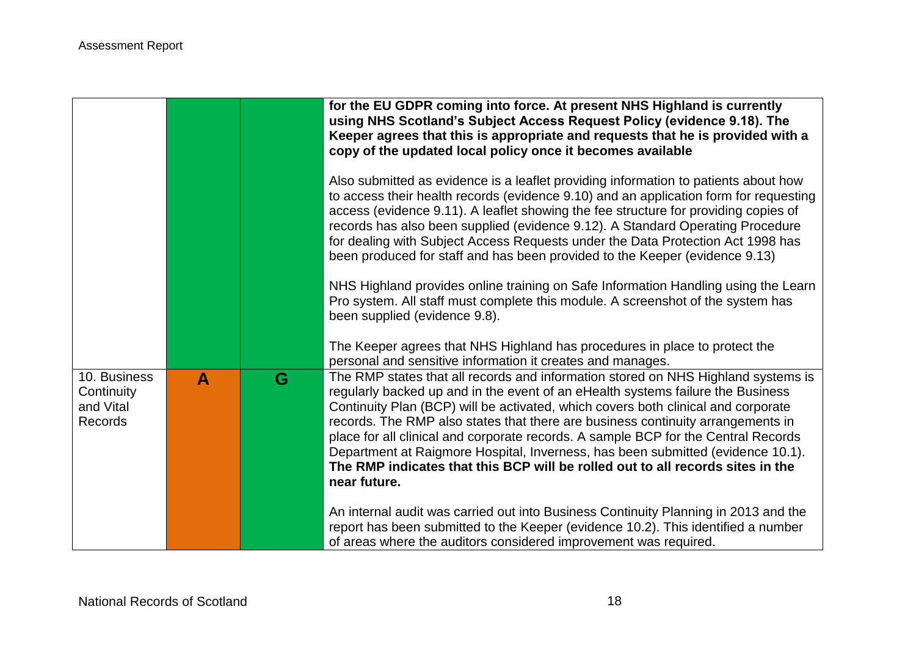| | | | |
|---|---|---|---|
| | | | **for the EU GDPR coming into force. At present NHS Highland is currently using NHS Scotland's Subject Access Request Policy (evidence 9.18). The Keeper agrees that this is appropriate and requests that he is provided with a copy of the updated local policy once it becomes available**<br><br>Also submitted as evidence is a leaflet providing information to patients about how to access their health records (evidence 9.10) and an application form for requesting access (evidence 9.11). A leaflet showing the fee structure for providing copies of records has also been supplied (evidence 9.12). A Standard Operating Procedure for dealing with Subject Access Requests under the Data Protection Act 1998 has been produced for staff and has been provided to the Keeper (evidence 9.13)<br><br>NHS Highland provides online training on Safe Information Handling using the Learn Pro system. All staff must complete this module. A screenshot of the system has been supplied (evidence 9.8).<br><br>The Keeper agrees that NHS Highland has procedures in place to protect the personal and sensitive information it creates and manages. |
| 10. Business Continuity and Vital Records | A | G | The RMP states that all records and information stored on NHS Highland systems is regularly backed up and in the event of an eHealth systems failure the Business Continuity Plan (BCP) will be activated, which covers both clinical and corporate records. The RMP also states that there are business continuity arrangements in place for all clinical and corporate records. A sample BCP for the Central Records Department at Raigmore Hospital, Inverness, has been submitted (evidence 10.1). **The RMP indicates that this BCP will be rolled out to all records sites in the near future.**<br><br>An internal audit was carried out into Business Continuity Planning in 2013 and the report has been submitted to the Keeper (evidence 10.2). This identified a number of areas where the auditors considered improvement was required. |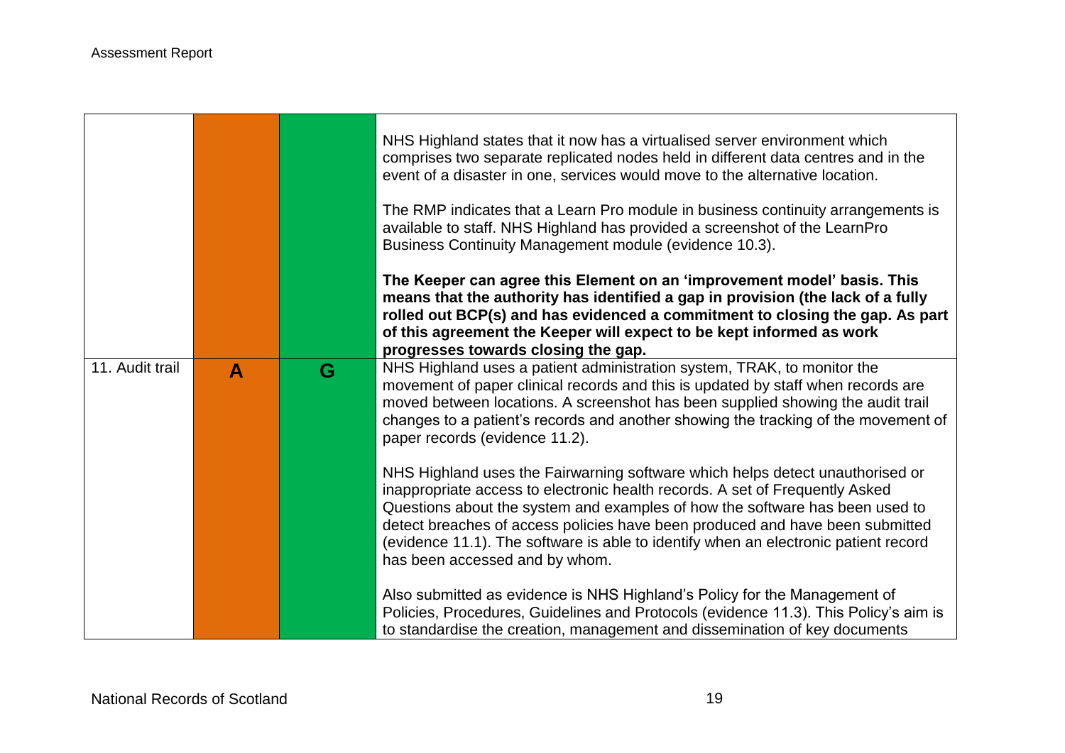| | | | |
|---|---|---|---|
| | | | NHS Highland states that it now has a virtualised server environment which comprises two separate replicated nodes held in different data centres and in the event of a disaster in one, services would move to the alternative location.<br><br>The RMP indicates that a Learn Pro module in business continuity arrangements is available to staff. NHS Highland has provided a screenshot of the LearnPro Business Continuity Management module (evidence 10.3).<br><br>**The Keeper can agree this Element on an 'improvement model' basis. This means that the authority has identified a gap in provision (the lack of a fully rolled out BCP(s) and has evidenced a commitment to closing the gap. As part of this agreement the Keeper will expect to be kept informed as work progresses towards closing the gap.** |
| 11. Audit trail | **A** | **G** | NHS Highland uses a patient administration system, TRAK, to monitor the movement of paper clinical records and this is updated by staff when records are moved between locations. A screenshot has been supplied showing the audit trail changes to a patient's records and another showing the tracking of the movement of paper records (evidence 11.2).<br><br>NHS Highland uses the Fairwarning software which helps detect unauthorised or inappropriate access to electronic health records. A set of Frequently Asked Questions about the system and examples of how the software has been used to detect breaches of access policies have been produced and have been submitted (evidence 11.1). The software is able to identify when an electronic patient record has been accessed and by whom.<br><br>Also submitted as evidence is NHS Highland's Policy for the Management of Policies, Procedures, Guidelines and Protocols (evidence 11.3). This Policy's aim is to standardise the creation, management and dissemination of key documents |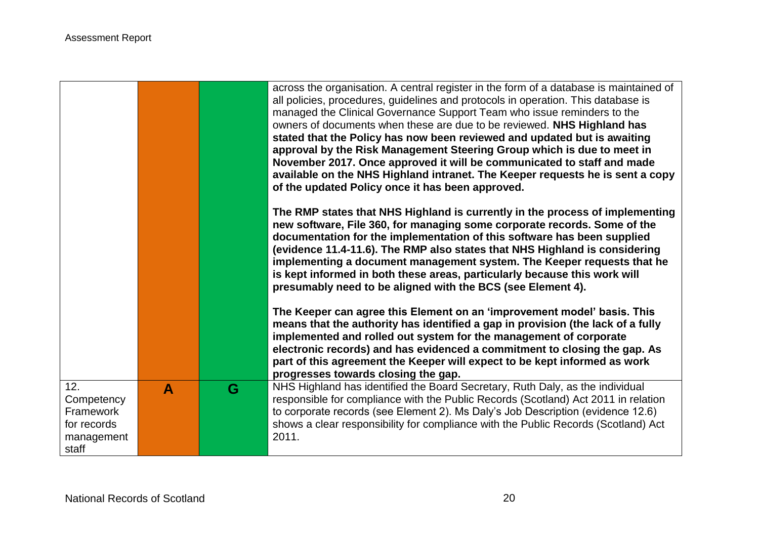| | | | |
|---|---|---|---|
| | | | across the organisation. A central register in the form of a database is maintained of all policies, procedures, guidelines and protocols in operation. This database is managed the Clinical Governance Support Team who issue reminders to the owners of documents when these are due to be reviewed. **NHS Highland has stated that the Policy has now been reviewed and updated but is awaiting approval by the Risk Management Steering Group which is due to meet in November 2017. Once approved it will be communicated to staff and made available on the NHS Highland intranet. The Keeper requests he is sent a copy of the updated Policy once it has been approved.**<br><br>**The RMP states that NHS Highland is currently in the process of implementing new software, File 360, for managing some corporate records. Some of the documentation for the implementation of this software has been supplied (evidence 11.4-11.6). The RMP also states that NHS Highland is considering implementing a document management system. The Keeper requests that he is kept informed in both these areas, particularly because this work will presumably need to be aligned with the BCS (see Element 4).**<br><br>**The Keeper can agree this Element on an 'improvement model' basis. This means that the authority has identified a gap in provision (the lack of a fully implemented and rolled out system for the management of corporate electronic records) and has evidenced a commitment to closing the gap. As part of this agreement the Keeper will expect to be kept informed as work progresses towards closing the gap.** |
| 12. Competency Framework for records management staff | A | G | NHS Highland has identified the Board Secretary, Ruth Daly, as the individual responsible for compliance with the Public Records (Scotland) Act 2011 in relation to corporate records (see Element 2). Ms Daly's Job Description (evidence 12.6) shows a clear responsibility for compliance with the Public Records (Scotland) Act 2011. |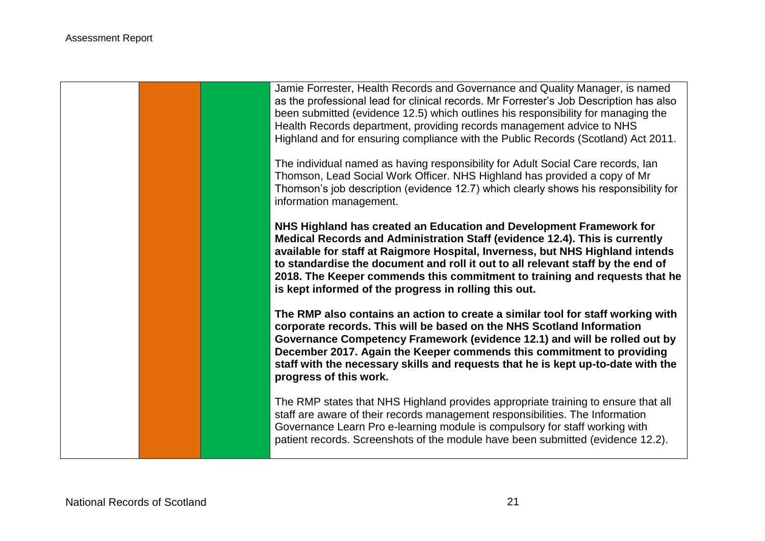| | | | |
|---|---|---|---|
| | | | Jamie Forrester, Health Records and Governance and Quality Manager, is named as the professional lead for clinical records. Mr Forrester's Job Description has also been submitted (evidence 12.5) which outlines his responsibility for managing the Health Records department, providing records management advice to NHS Highland and for ensuring compliance with the Public Records (Scotland) Act 2011.<br><br>The individual named as having responsibility for Adult Social Care records, Ian Thomson, Lead Social Work Officer. NHS Highland has provided a copy of Mr Thomson's job description (evidence 12.7) which clearly shows his responsibility for information management.<br><br>**NHS Highland has created an Education and Development Framework for Medical Records and Administration Staff (evidence 12.4). This is currently available for staff at Raigmore Hospital, Inverness, but NHS Highland intends to standardise the document and roll it out to all relevant staff by the end of 2018. The Keeper commends this commitment to training and requests that he is kept informed of the progress in rolling this out.**<br><br>**The RMP also contains an action to create a similar tool for staff working with corporate records. This will be based on the NHS Scotland Information Governance Competency Framework (evidence 12.1) and will be rolled out by December 2017. Again the Keeper commends this commitment to providing staff with the necessary skills and requests that he is kept up-to-date with the progress of this work.**<br><br>The RMP states that NHS Highland provides appropriate training to ensure that all staff are aware of their records management responsibilities. The Information Governance Learn Pro e-learning module is compulsory for staff working with patient records. Screenshots of the module have been submitted (evidence 12.2). |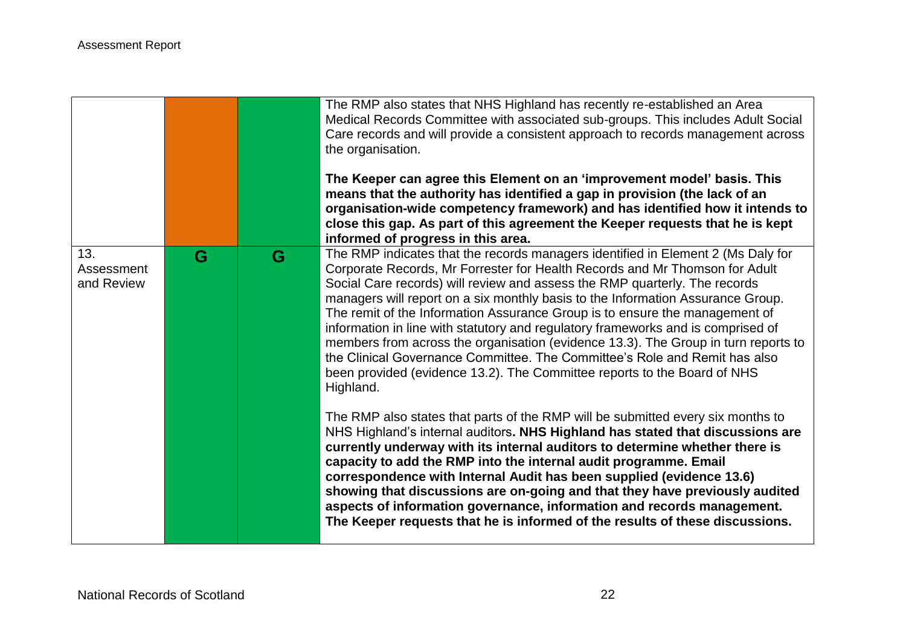| | | | |
|---|---|---|---|
| | | | The RMP also states that NHS Highland has recently re-established an Area Medical Records Committee with associated sub-groups. This includes Adult Social Care records and will provide a consistent approach to records management across the organisation.<br><br>**The Keeper can agree this Element on an 'improvement model' basis. This means that the authority has identified a gap in provision (the lack of an organisation-wide competency framework) and has identified how it intends to close this gap. As part of this agreement the Keeper requests that he is kept informed of progress in this area.** |
| 13. Assessment and Review | G | G | The RMP indicates that the records managers identified in Element 2 (Ms Daly for Corporate Records, Mr Forrester for Health Records and Mr Thomson for Adult Social Care records) will review and assess the RMP quarterly. The records managers will report on a six monthly basis to the Information Assurance Group. The remit of the Information Assurance Group is to ensure the management of information in line with statutory and regulatory frameworks and is comprised of members from across the organisation (evidence 13.3). The Group in turn reports to the Clinical Governance Committee. The Committee's Role and Remit has also been provided (evidence 13.2). The Committee reports to the Board of NHS Highland.<br><br>The RMP also states that parts of the RMP will be submitted every six months to NHS Highland's internal auditors**. NHS Highland has stated that discussions are currently underway with its internal auditors to determine whether there is capacity to add the RMP into the internal audit programme. Email correspondence with Internal Audit has been supplied (evidence 13.6) showing that discussions are on-going and that they have previously audited aspects of information governance, information and records management. The Keeper requests that he is informed of the results of these discussions.** |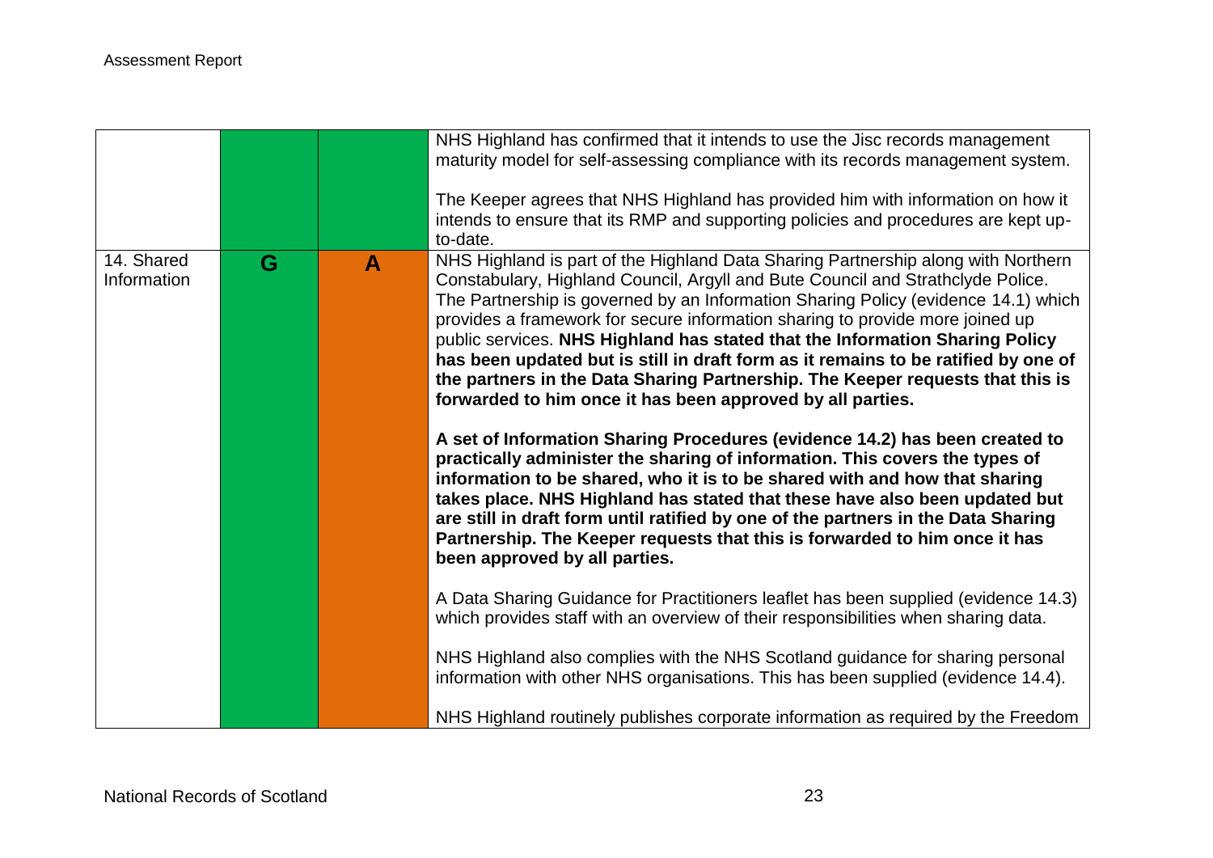| | | | |
|---|---|---|---|
| | | | NHS Highland has confirmed that it intends to use the Jisc records management maturity model for self-assessing compliance with its records management system.<br><br>The Keeper agrees that NHS Highland has provided him with information on how it intends to ensure that its RMP and supporting policies and procedures are kept up-to-date. |
| 14. Shared Information | G | A | NHS Highland is part of the Highland Data Sharing Partnership along with Northern Constabulary, Highland Council, Argyll and Bute Council and Strathclyde Police. The Partnership is governed by an Information Sharing Policy (evidence 14.1) which provides a framework for secure information sharing to provide more joined up public services. **NHS Highland has stated that the Information Sharing Policy has been updated but is still in draft form as it remains to be ratified by one of the partners in the Data Sharing Partnership. The Keeper requests that this is forwarded to him once it has been approved by all parties.**<br><br>**A set of Information Sharing Procedures (evidence 14.2) has been created to practically administer the sharing of information. This covers the types of information to be shared, who it is to be shared with and how that sharing takes place. NHS Highland has stated that these have also been updated but are still in draft form until ratified by one of the partners in the Data Sharing Partnership. The Keeper requests that this is forwarded to him once it has been approved by all parties.**<br><br>A Data Sharing Guidance for Practitioners leaflet has been supplied (evidence 14.3) which provides staff with an overview of their responsibilities when sharing data.<br><br>NHS Highland also complies with the NHS Scotland guidance for sharing personal information with other NHS organisations. This has been supplied (evidence 14.4).<br><br>NHS Highland routinely publishes corporate information as required by the Freedom |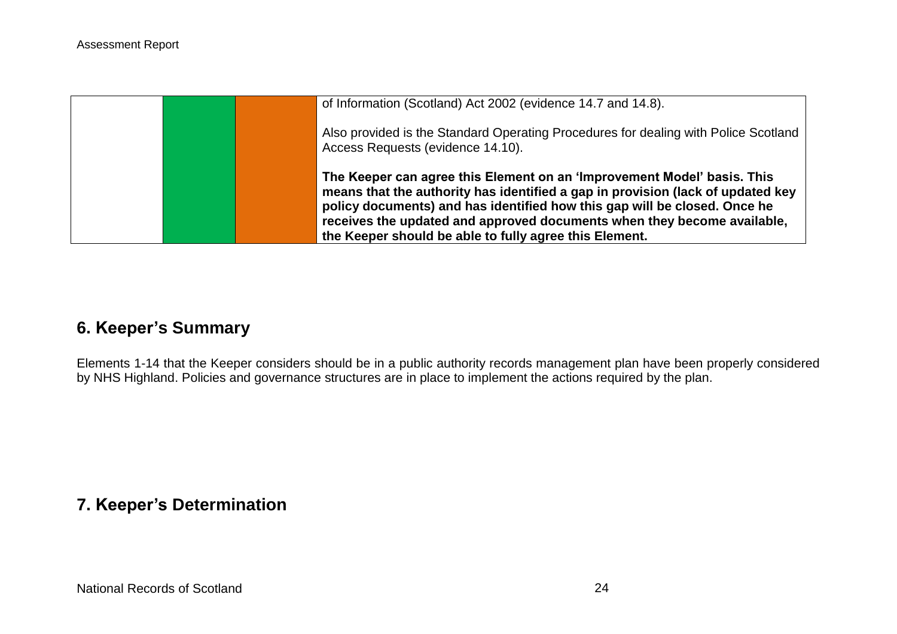| | | | |
|---|---|---|---|
| | | | of Information (Scotland) Act 2002 (evidence 14.7 and 14.8).<br><br>Also provided is the Standard Operating Procedures for dealing with Police Scotland Access Requests (evidence 14.10).<br><br>**The Keeper can agree this Element on an 'Improvement Model' basis. This means that the authority has identified a gap in provision (lack of updated key policy documents) and has identified how this gap will be closed. Once he receives the updated and approved documents when they become available, the Keeper should be able to fully agree this Element.** |

## 6. Keeper's Summary

Elements 1-14 that the Keeper considers should be in a public authority records management plan have been properly considered by NHS Highland. Policies and governance structures are in place to implement the actions required by the plan.

## 7. Keeper's Determination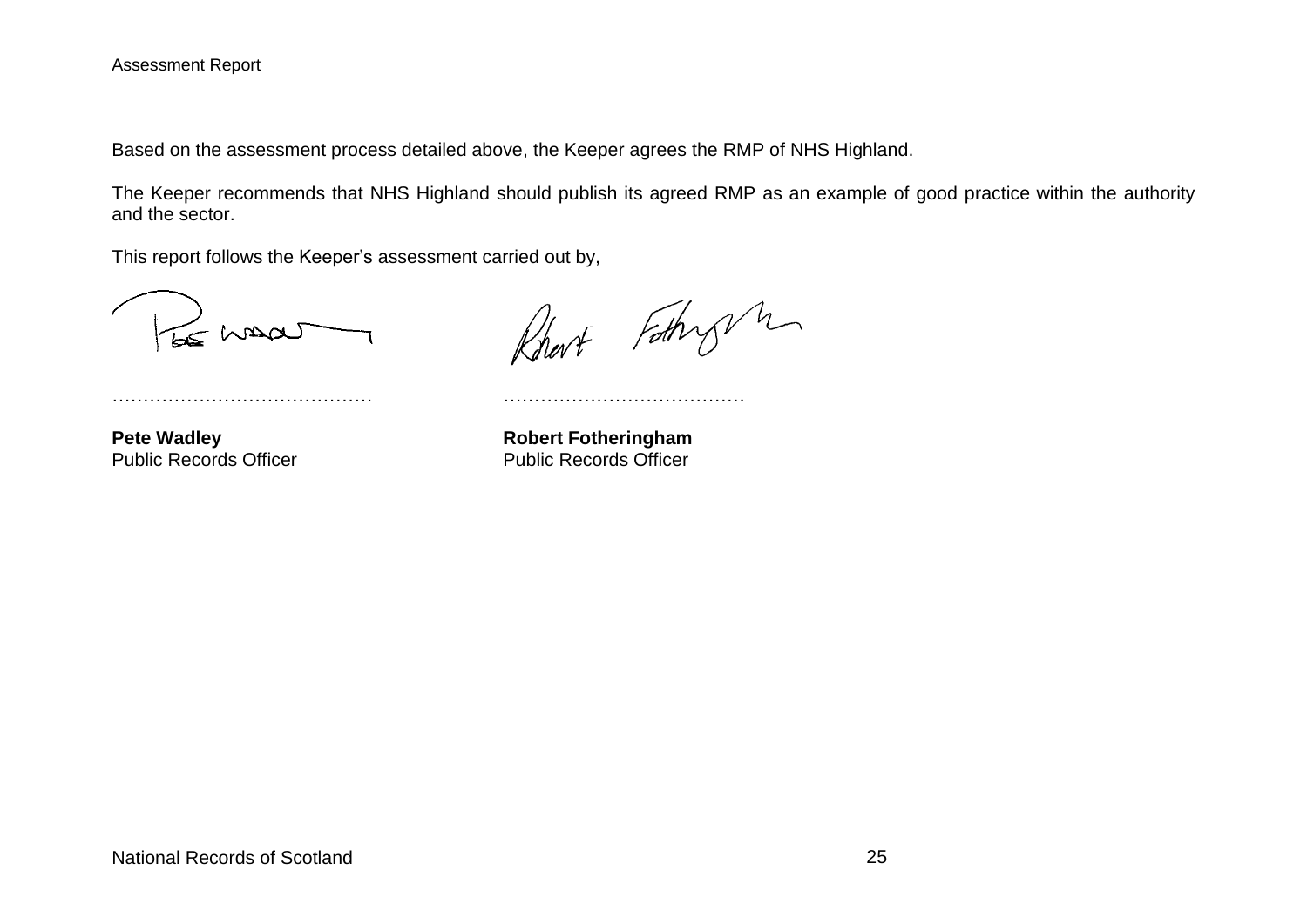Based on the assessment process detailed above, the Keeper agrees the RMP of NHS Highland.

The Keeper recommends that NHS Highland should publish its agreed RMP as an example of good practice within the authority and the sector.

This report follows the Keeper's assessment carried out by,

…………………………………… …………………………………

**Pete Wadley**
Public Records Officer

**Robert Fotheringham**
Public Records Officer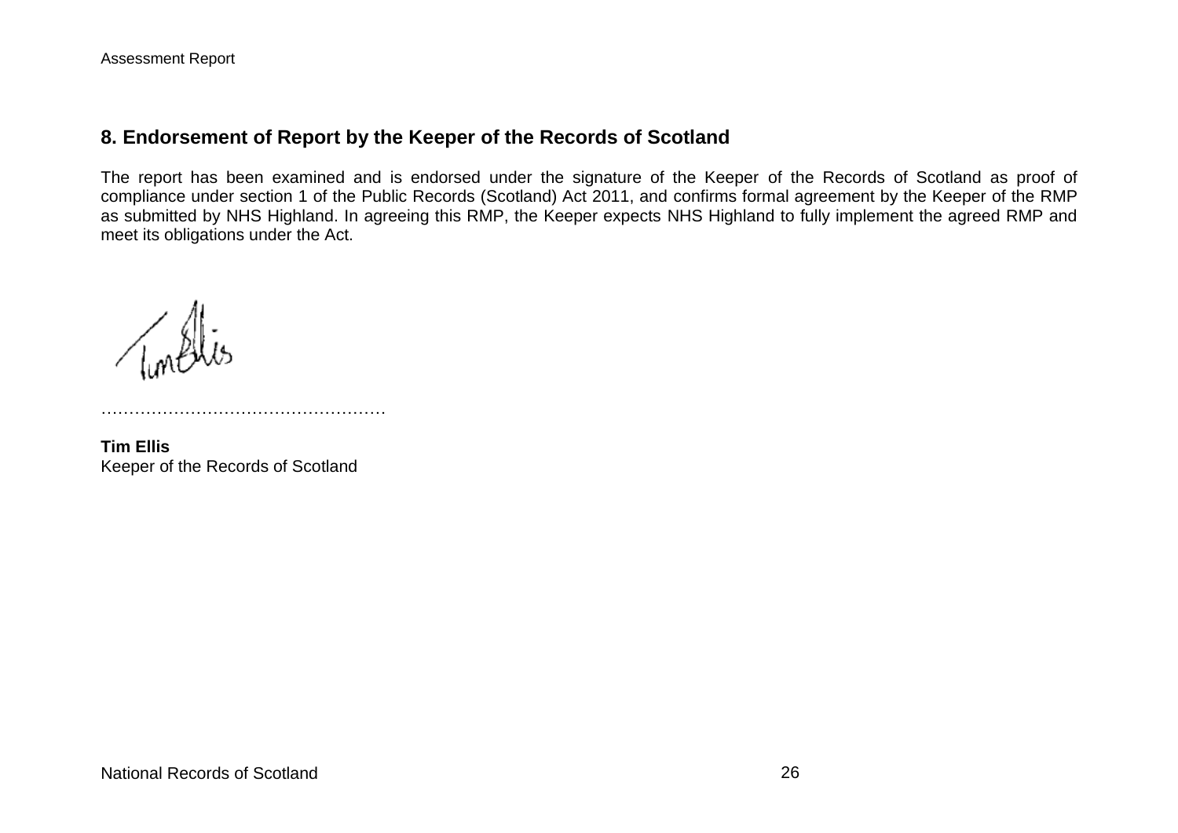## 8. Endorsement of Report by the Keeper of the Records of Scotland

The report has been examined and is endorsed under the signature of the Keeper of the Records of Scotland as proof of compliance under section 1 of the Public Records (Scotland) Act 2011, and confirms formal agreement by the Keeper of the RMP as submitted by NHS Highland. In agreeing this RMP, the Keeper expects NHS Highland to fully implement the agreed RMP and meet its obligations under the Act.

……………………………………………

**Tim Ellis**
Keeper of the Records of Scotland